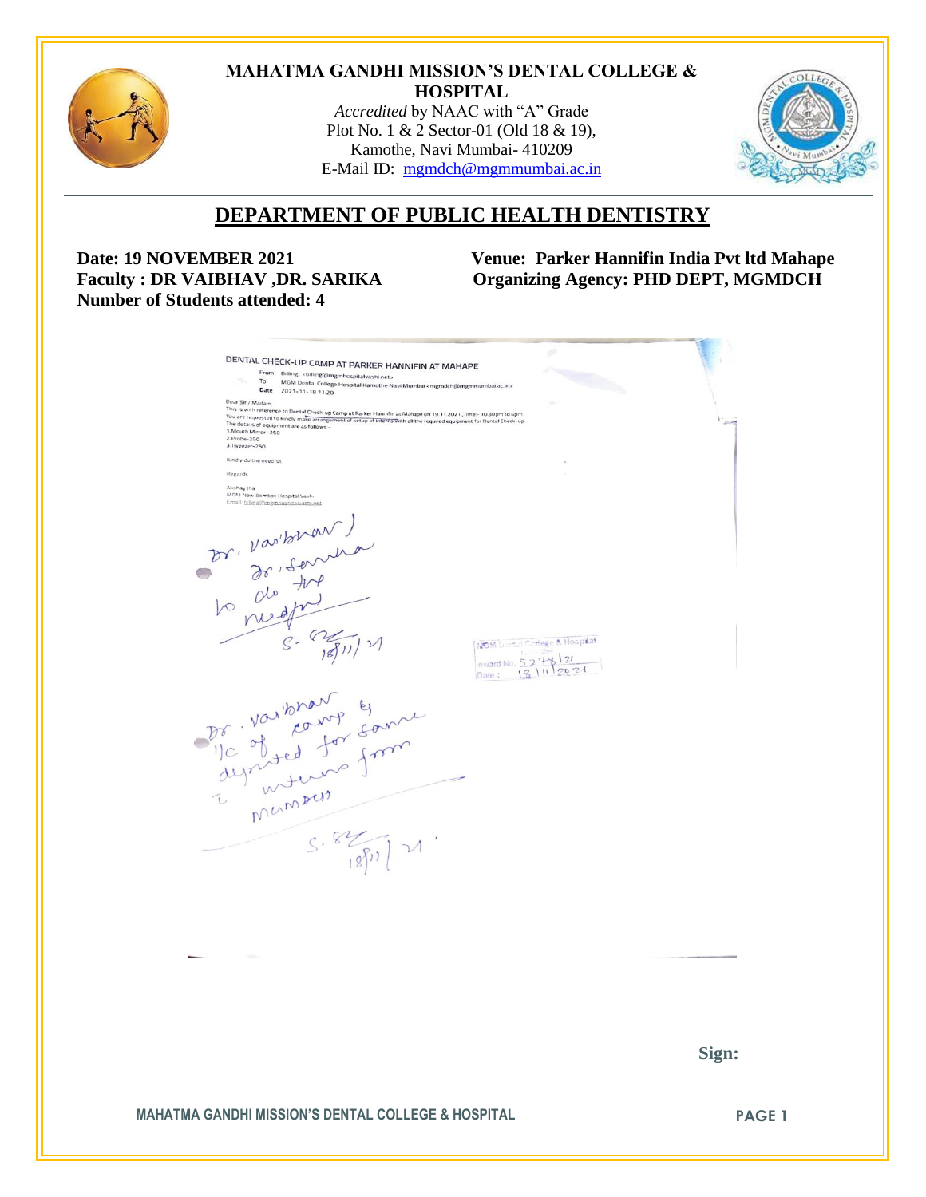**MAHATMA GANDHI MISSION'S DENTAL COLLEGE & HOSPITAL**

*Accredited* by NAAC with "A" Grade
Plot No. 1 & 2 Sector-01 (Old 18 & 19),
Kamothe, Navi Mumbai- 410209
E-Mail ID: mgmdch@mgmmumbai.ac.in

## DEPARTMENT OF PUBLIC HEALTH DENTISTRY

**Date: 19 NOVEMBER 2021**
**Venue: Parker Hannifin India Pvt ltd Mahape**
**Faculty : DR VAIBHAV ,DR. SARIKA**
**Organizing Agency: PHD DEPT, MGMDCH**
**Number of Students attended: 4**

DENTAL CHECK-UP CAMP AT PARKER HANNIFIN AT MAHAPE

From Billing <billing@mgmhospitalvashi.net>
To MGM Dental College Hospital Kamothe Navi Mumbai <mgmdch@mgmmumbai.ac.in>
Date 2021-11-18 11:20

Dear Sir / Madam,
This is with reference to Dental Check-up Camp at Parker Hannifin at Mahape on 19.11.2021 ,Time:- 10.30pm to 4pm
You are requested to kindly make arrangement of setup of interns with all the required equipment for Dental Check-up.
The details of equipment are as follows :-
1.Mouth Mirror -250
2.Probe-250
3.Tweezer-250

Kindly do the needful.

Regards

Akshay Jha
MGM New Bombay Hospital Vashi
Email: billing@mgmhospitalvashi.net

Dr. Vaibhav / Dr. Sarika
to do the needful
S. 18/11/21

MGM Dental College & Hospital
Inward No. 5278/21
Date : 18/11/2021

Dr. Vaibhav I/c of camp & deputed for same with interns from Mumbai
S. 18/11/21

**Sign:**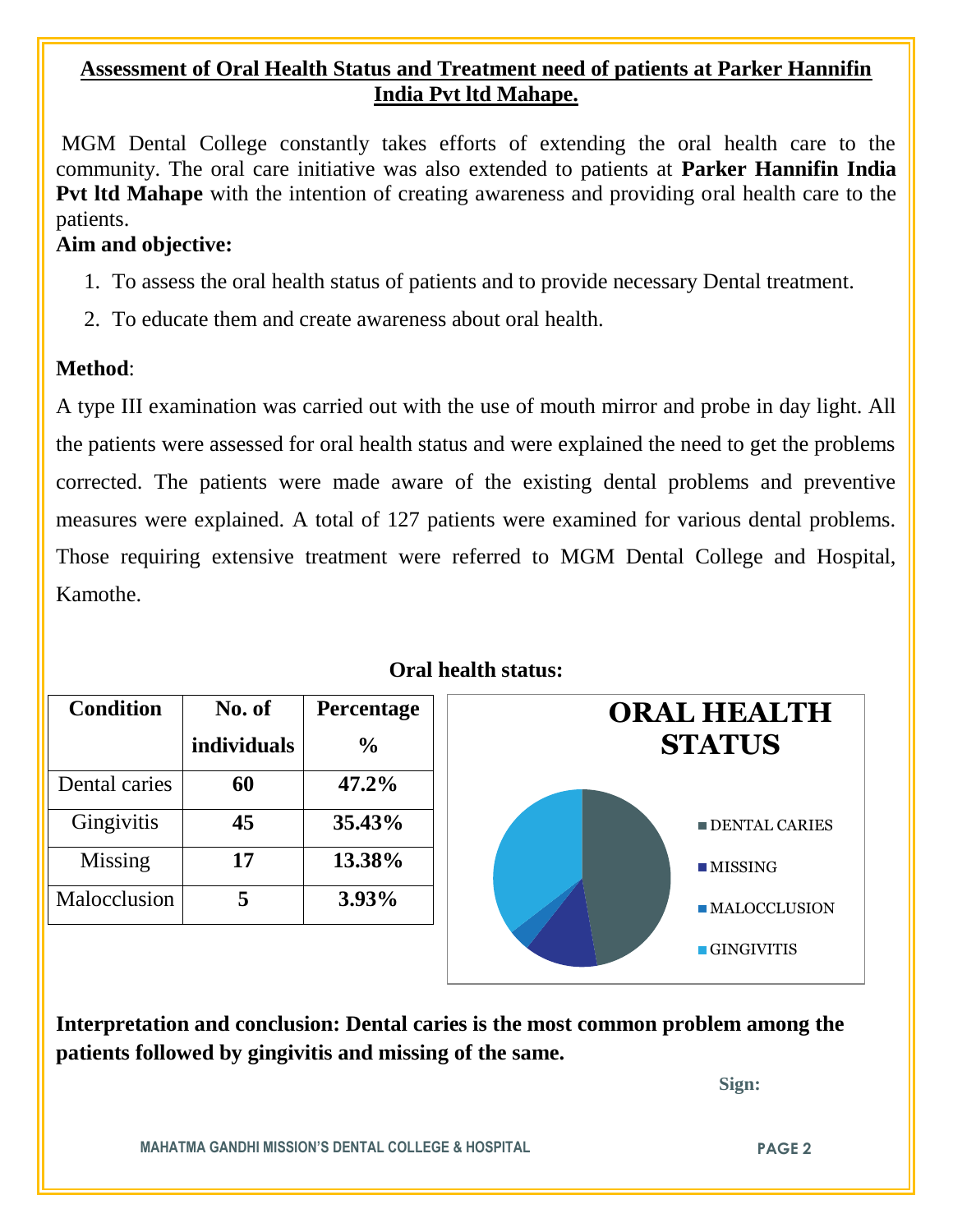# Assessment of Oral Health Status and Treatment need of patients at Parker Hannifin India Pvt ltd Mahape.

MGM Dental College constantly takes efforts of extending the oral health care to the community. The oral care initiative was also extended to patients at **Parker Hannifin India Pvt ltd Mahape** with the intention of creating awareness and providing oral health care to the patients.

**Aim and objective:**

1. To assess the oral health status of patients and to provide necessary Dental treatment.
2. To educate them and create awareness about oral health.

**Method**:

A type III examination was carried out with the use of mouth mirror and probe in day light. All the patients were assessed for oral health status and were explained the need to get the problems corrected. The patients were made aware of the existing dental problems and preventive measures were explained. A total of 127 patients were examined for various dental problems. Those requiring extensive treatment were referred to MGM Dental College and Hospital, Kamothe.

**Oral health status:**

| Condition | No. of individuals | Percentage % |
|---|---|---|
| Dental caries | **60** | **47.2%** |
| Gingivitis | **45** | **35.43%** |
| Missing | **17** | **13.38%** |
| Malocclusion | **5** | **3.93%** |

**ORAL HEALTH STATUS**

- DENTAL CARIES
- MISSING
- MALOCCLUSION
- GINGIVITIS

**Interpretation and conclusion: Dental caries is the most common problem among the patients followed by gingivitis and missing of the same.**

**Sign:**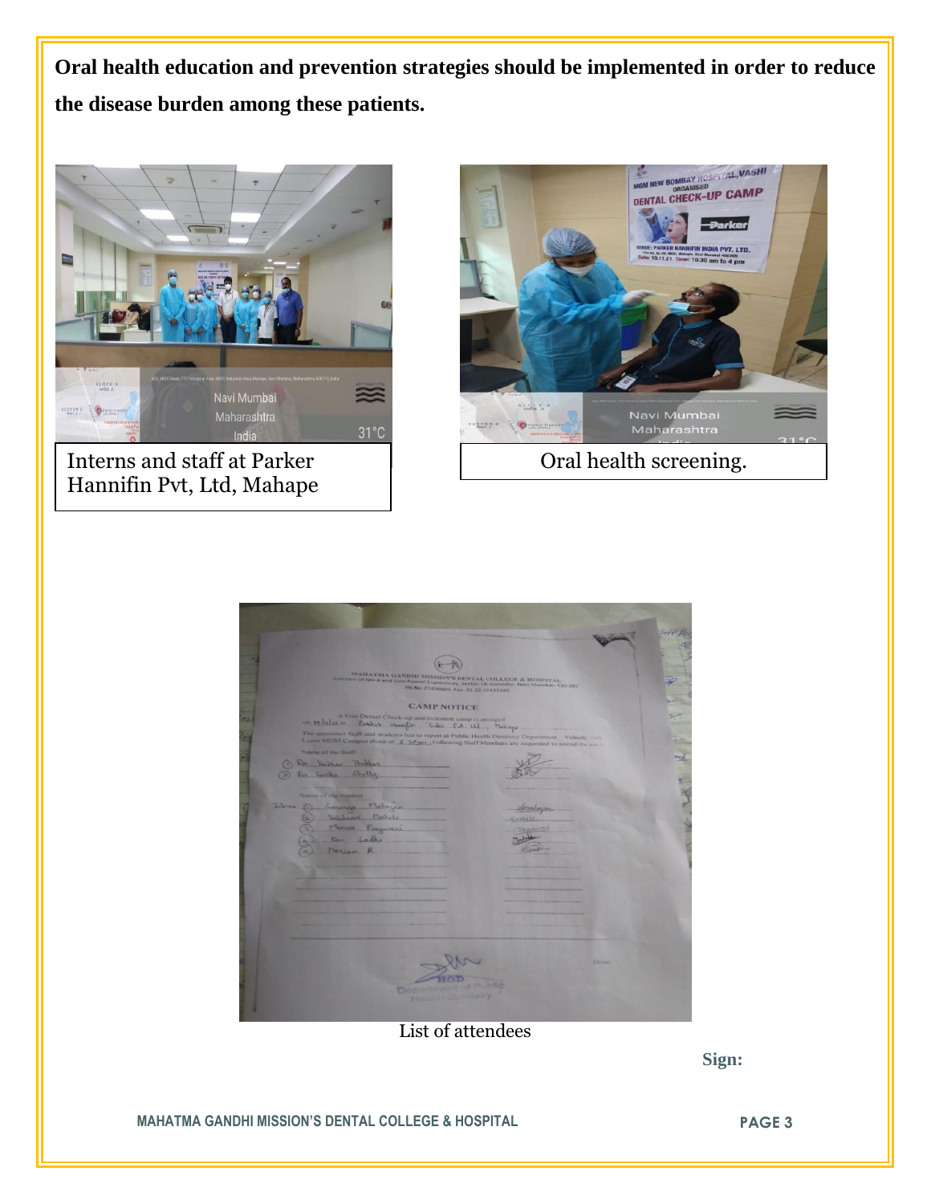**Oral health education and prevention strategies should be implemented in order to reduce the disease burden among these patients.**

Interns and staff at Parker Hannifin Pvt, Ltd, Mahape

Oral health screening.

List of attendees

**Sign:**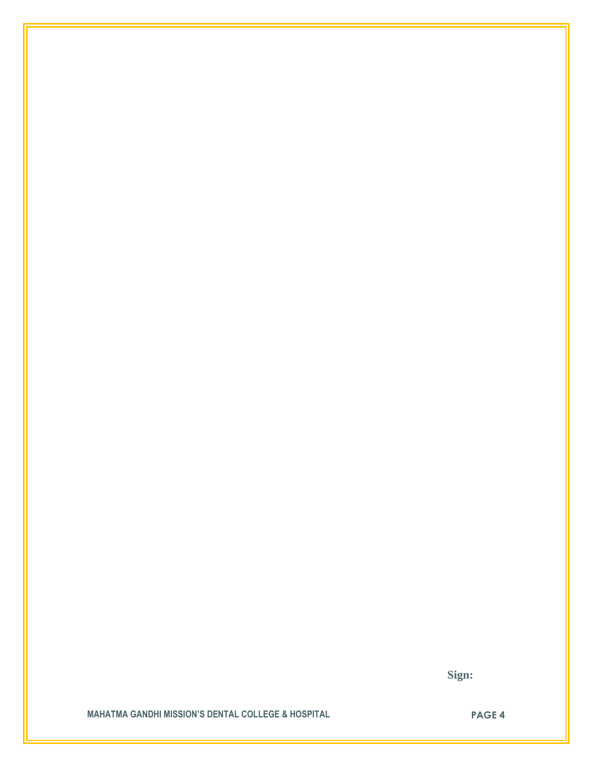**Sign:**